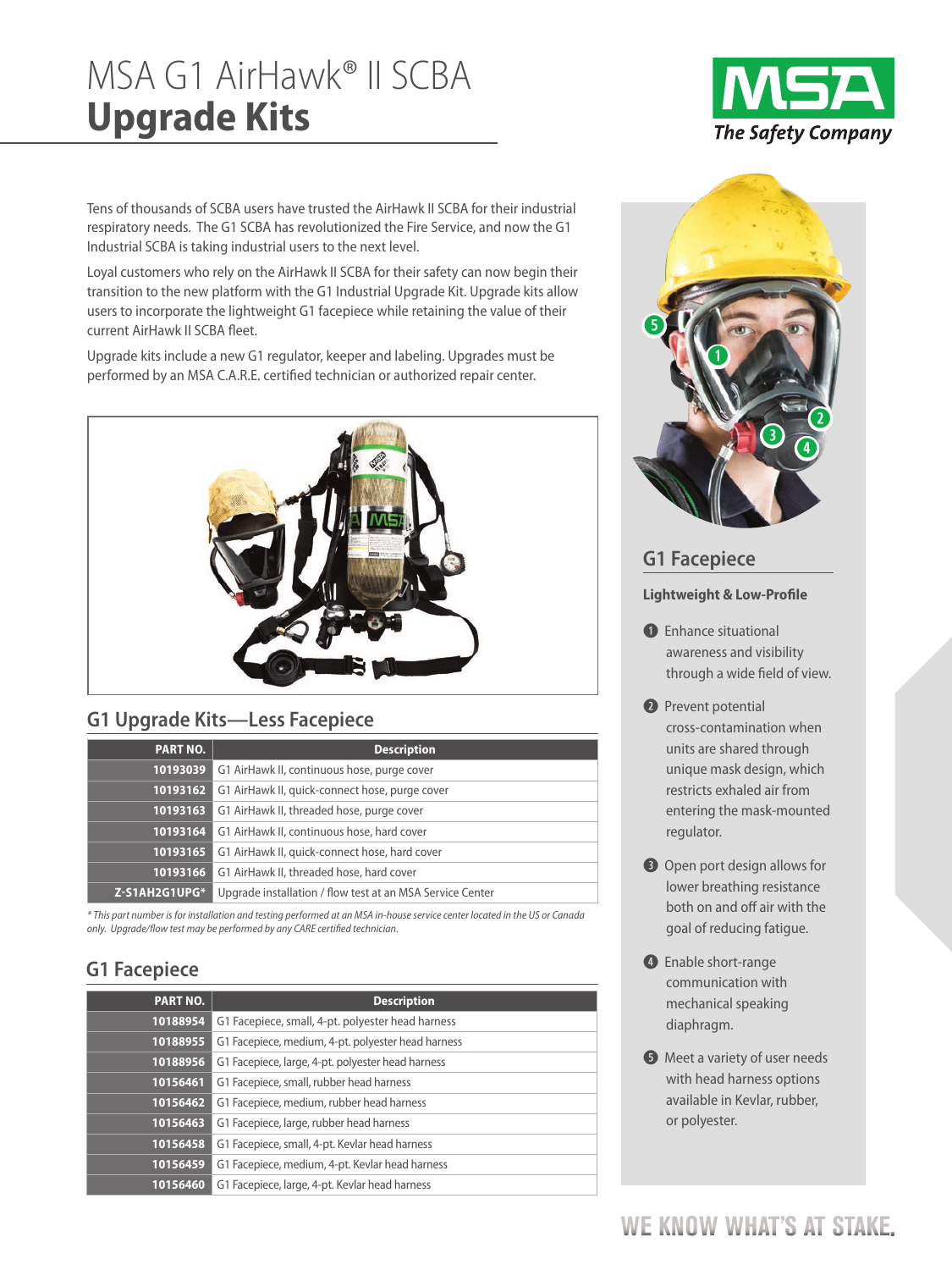# MSA G1 AirHawk® II SCBA
# **Upgrade Kits**

MSA
The Safety Company

Tens of thousands of SCBA users have trusted the AirHawk II SCBA for their industrial respiratory needs. The G1 SCBA has revolutionized the Fire Service, and now the G1 Industrial SCBA is taking industrial users to the next level.

Loyal customers who rely on the AirHawk II SCBA for their safety can now begin their transition to the new platform with the G1 Industrial Upgrade Kit. Upgrade kits allow users to incorporate the lightweight G1 facepiece while retaining the value of their current AirHawk II SCBA fleet.

Upgrade kits include a new G1 regulator, keeper and labeling. Upgrades must be performed by an MSA C.A.R.E. certified technician or authorized repair center.

## G1 Upgrade Kits—Less Facepiece

| PART NO. | Description |
|---|---|
| 10193039 | G1 AirHawk II, continuous hose, purge cover |
| 10193162 | G1 AirHawk II, quick-connect hose, purge cover |
| 10193163 | G1 AirHawk II, threaded hose, purge cover |
| 10193164 | G1 AirHawk II, continuous hose, hard cover |
| 10193165 | G1 AirHawk II, quick-connect hose, hard cover |
| 10193166 | G1 AirHawk II, threaded hose, hard cover |
| Z-S1AH2G1UPG* | Upgrade installation / flow test at an MSA Service Center |

*\* This part number is for installation and testing performed at an MSA in-house service center located in the US or Canada only. Upgrade/flow test may be performed by any CARE certified technician.*

## G1 Facepiece

| PART NO. | Description |
|---|---|
| 10188954 | G1 Facepiece, small, 4-pt. polyester head harness |
| 10188955 | G1 Facepiece, medium, 4-pt. polyester head harness |
| 10188956 | G1 Facepiece, large, 4-pt. polyester head harness |
| 10156461 | G1 Facepiece, small, rubber head harness |
| 10156462 | G1 Facepiece, medium, rubber head harness |
| 10156463 | G1 Facepiece, large, rubber head harness |
| 10156458 | G1 Facepiece, small, 4-pt. Kevlar head harness |
| 10156459 | G1 Facepiece, medium, 4-pt. Kevlar head harness |
| 10156460 | G1 Facepiece, large, 4-pt. Kevlar head harness |

## G1 Facepiece

**Lightweight & Low-Profile**

1. Enhance situational awareness and visibility through a wide field of view.
2. Prevent potential cross-contamination when units are shared through unique mask design, which restricts exhaled air from entering the mask-mounted regulator.
3. Open port design allows for lower breathing resistance both on and off air with the goal of reducing fatigue.
4. Enable short-range communication with mechanical speaking diaphragm.
5. Meet a variety of user needs with head harness options available in Kevlar, rubber, or polyester.

WE KNOW WHAT'S AT STAKE.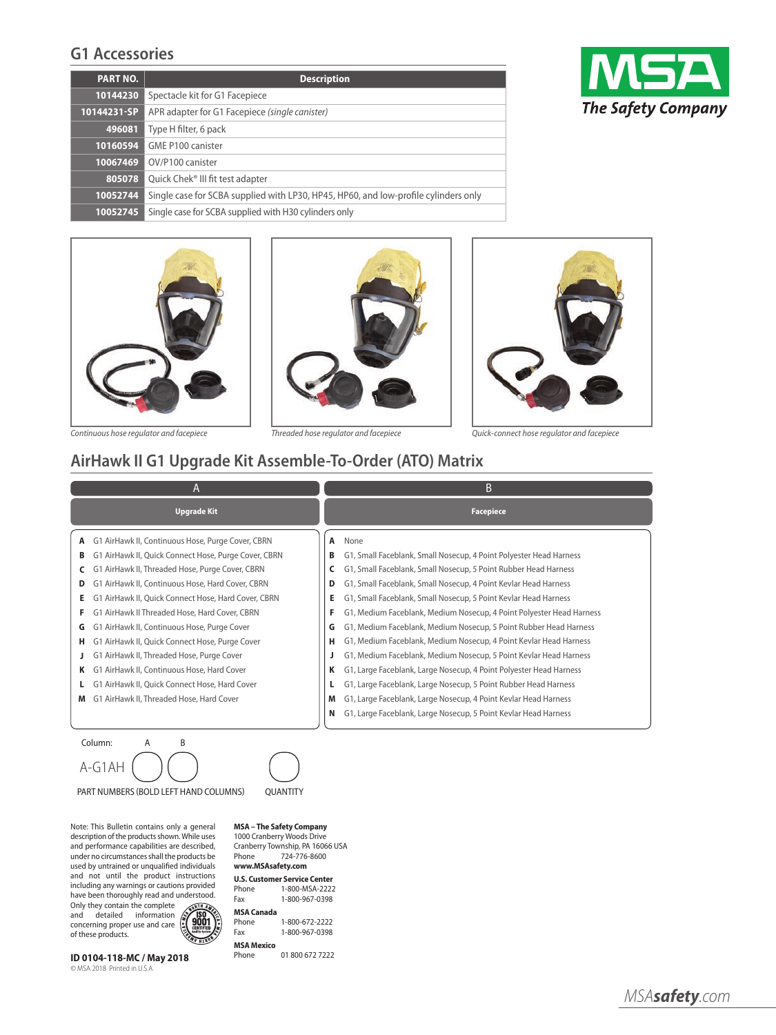## G1 Accessories

| PART NO. | Description |
|---|---|
| **10144230** | Spectacle kit for G1 Facepiece |
| **10144231-SP** | APR adapter for G1 Facepiece *(single canister)* |
| **496081** | Type H filter, 6 pack |
| **10160594** | GME P100 canister |
| **10067469** | OV/P100 canister |
| **805078** | Quick Chek® III fit test adapter |
| **10052744** | Single case for SCBA supplied with LP30, HP45, HP60, and low-profile cylinders only |
| **10052745** | Single case for SCBA supplied with H30 cylinders only |

MSA
The Safety Company

*Continuous hose regulator and facepiece*

*Threaded hose regulator and facepiece*

*Quick-connect hose regulator and facepiece*

## AirHawk II G1 Upgrade Kit Assemble-To-Order (ATO) Matrix

| A | | B | |
|---|---|---|---|
| **Upgrade Kit** | | **Facepiece** | |
| **A** | G1 AirHawk II, Continuous Hose, Purge Cover, CBRN | **A** | None |
| **B** | G1 AirHawk II, Quick Connect Hose, Purge Cover, CBRN | **B** | G1, Small Faceblank, Small Nosecup, 4 Point Polyester Head Harness |
| **C** | G1 AirHawk II, Threaded Hose, Purge Cover, CBRN | **C** | G1, Small Faceblank, Small Nosecup, 5 Point Rubber Head Harness |
| **D** | G1 AirHawk II, Continuous Hose, Hard Cover, CBRN | **D** | G1, Small Faceblank, Small Nosecup, 4 Point Kevlar Head Harness |
| **E** | G1 AirHawk II, Quick Connect Hose, Hard Cover, CBRN | **E** | G1, Small Faceblank, Small Nosecup, 5 Point Kevlar Head Harness |
| **F** | G1 AirHawk II Threaded Hose, Hard Cover, CBRN | **F** | G1, Medium Faceblank, Medium Nosecup, 4 Point Polyester Head Harness |
| **G** | G1 AirHawk II, Continuous Hose, Purge Cover | **G** | G1, Medium Faceblank, Medium Nosecup, 5 Point Rubber Head Harness |
| **H** | G1 AirHawk II, Quick Connect Hose, Purge Cover | **H** | G1, Medium Faceblank, Medium Nosecup, 4 Point Kevlar Head Harness |
| **J** | G1 AirHawk II, Threaded Hose, Purge Cover | **J** | G1, Medium Faceblank, Medium Nosecup, 5 Point Kevlar Head Harness |
| **K** | G1 AirHawk II, Continuous Hose, Hard Cover | **K** | G1, Large Faceblank, Large Nosecup, 4 Point Polyester Head Harness |
| **L** | G1 AirHawk II, Quick Connect Hose, Hard Cover | **L** | G1, Large Faceblank, Large Nosecup, 5 Point Rubber Head Harness |
| **M** | G1 AirHawk II, Threaded Hose, Hard Cover | **M** | G1, Large Faceblank, Large Nosecup, 4 Point Kevlar Head Harness |
| | | **N** | G1, Large Faceblank, Large Nosecup, 5 Point Kevlar Head Harness |

Column: A B

A-G1AH ( ) ( ) ( )

PART NUMBERS (BOLD LEFT HAND COLUMNS) QUANTITY

Note: This Bulletin contains only a general description of the products shown. While uses and performance capabilities are described, under no circumstances shall the products be used by untrained or unqualified individuals and not until the product instructions including any warnings or cautions provided have been thoroughly read and understood. Only they contain the complete and detailed information concerning proper use and care of these products.

**ID 0104-118-MC / May 2018**
© MSA 2018 Printed in U.S.A.

**MSA – The Safety Company**
1000 Cranberry Woods Drive
Cranberry Township, PA 16066 USA
Phone 724-776-8600
**www.MSAsafety.com**

**U.S. Customer Service Center**
Phone 1-800-MSA-2222
Fax 1-800-967-0398

**MSA Canada**
Phone 1-800-672-2222
Fax 1-800-967-0398

**MSA Mexico**
Phone 01 800 672 7222

MSA*safety*.com